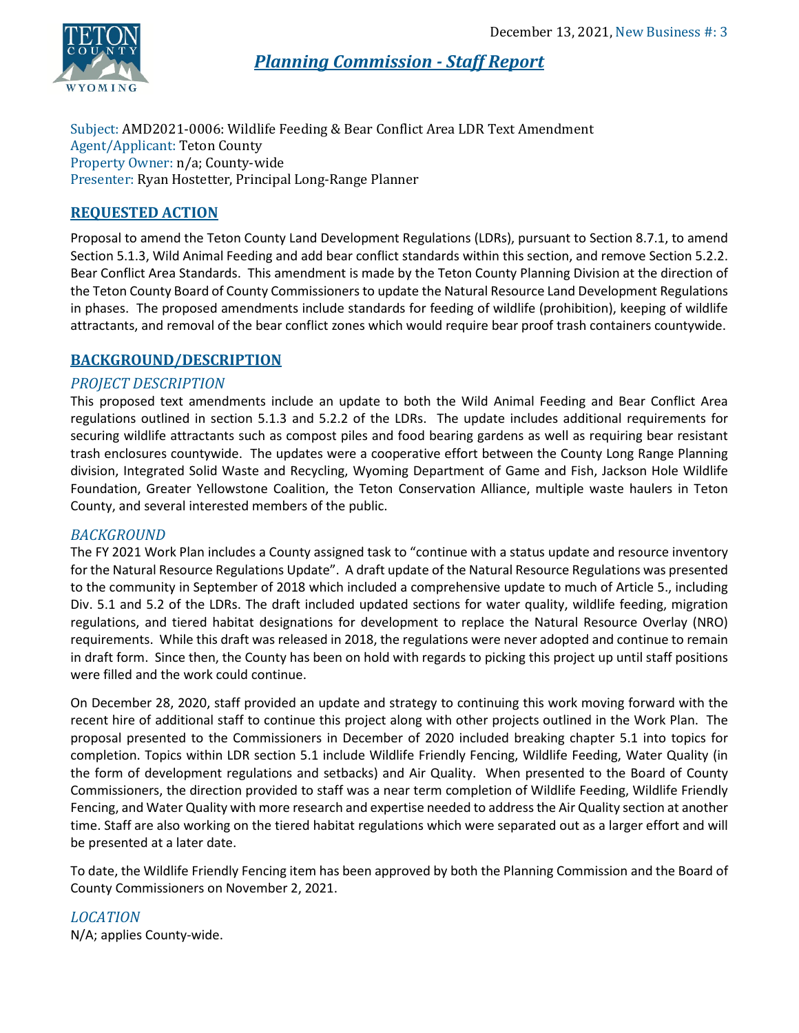December 13, 2021, New Business #: 3

# *Planning Commission - Staff Report*

Subject: AMD2021-0006: Wildlife Feeding & Bear Conflict Area LDR Text Amendment
Agent/Applicant: Teton County
Property Owner: n/a; County-wide
Presenter: Ryan Hostetter, Principal Long-Range Planner

## REQUESTED ACTION

Proposal to amend the Teton County Land Development Regulations (LDRs), pursuant to Section 8.7.1, to amend Section 5.1.3, Wild Animal Feeding and add bear conflict standards within this section, and remove Section 5.2.2. Bear Conflict Area Standards. This amendment is made by the Teton County Planning Division at the direction of the Teton County Board of County Commissioners to update the Natural Resource Land Development Regulations in phases. The proposed amendments include standards for feeding of wildlife (prohibition), keeping of wildlife attractants, and removal of the bear conflict zones which would require bear proof trash containers countywide.

## BACKGROUND/DESCRIPTION

### *PROJECT DESCRIPTION*

This proposed text amendments include an update to both the Wild Animal Feeding and Bear Conflict Area regulations outlined in section 5.1.3 and 5.2.2 of the LDRs. The update includes additional requirements for securing wildlife attractants such as compost piles and food bearing gardens as well as requiring bear resistant trash enclosures countywide. The updates were a cooperative effort between the County Long Range Planning division, Integrated Solid Waste and Recycling, Wyoming Department of Game and Fish, Jackson Hole Wildlife Foundation, Greater Yellowstone Coalition, the Teton Conservation Alliance, multiple waste haulers in Teton County, and several interested members of the public.

### *BACKGROUND*

The FY 2021 Work Plan includes a County assigned task to "continue with a status update and resource inventory for the Natural Resource Regulations Update". A draft update of the Natural Resource Regulations was presented to the community in September of 2018 which included a comprehensive update to much of Article 5., including Div. 5.1 and 5.2 of the LDRs. The draft included updated sections for water quality, wildlife feeding, migration regulations, and tiered habitat designations for development to replace the Natural Resource Overlay (NRO) requirements. While this draft was released in 2018, the regulations were never adopted and continue to remain in draft form. Since then, the County has been on hold with regards to picking this project up until staff positions were filled and the work could continue.

On December 28, 2020, staff provided an update and strategy to continuing this work moving forward with the recent hire of additional staff to continue this project along with other projects outlined in the Work Plan. The proposal presented to the Commissioners in December of 2020 included breaking chapter 5.1 into topics for completion. Topics within LDR section 5.1 include Wildlife Friendly Fencing, Wildlife Feeding, Water Quality (in the form of development regulations and setbacks) and Air Quality. When presented to the Board of County Commissioners, the direction provided to staff was a near term completion of Wildlife Feeding, Wildlife Friendly Fencing, and Water Quality with more research and expertise needed to address the Air Quality section at another time. Staff are also working on the tiered habitat regulations which were separated out as a larger effort and will be presented at a later date.

To date, the Wildlife Friendly Fencing item has been approved by both the Planning Commission and the Board of County Commissioners on November 2, 2021.

### *LOCATION*

N/A; applies County-wide.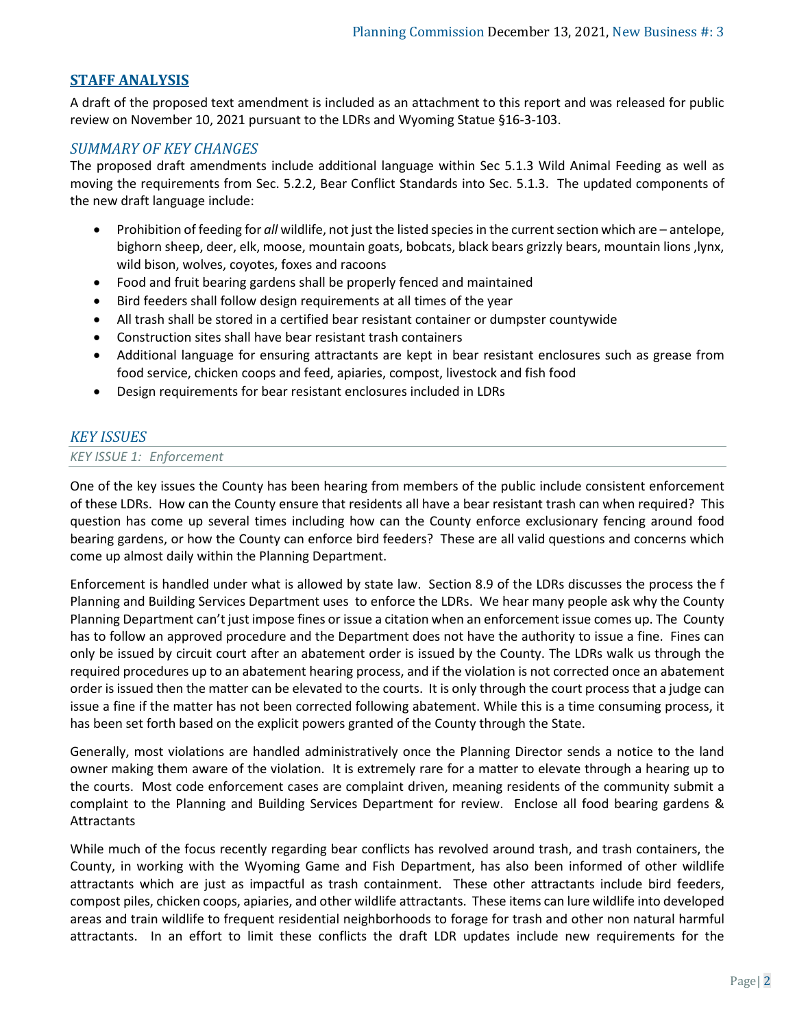## STAFF ANALYSIS

A draft of the proposed text amendment is included as an attachment to this report and was released for public review on November 10, 2021 pursuant to the LDRs and Wyoming Statue §16-3-103.

### *SUMMARY OF KEY CHANGES*

The proposed draft amendments include additional language within Sec 5.1.3 Wild Animal Feeding as well as moving the requirements from Sec. 5.2.2, Bear Conflict Standards into Sec. 5.1.3. The updated components of the new draft language include:

- Prohibition of feeding for *all* wildlife, not just the listed species in the current section which are – antelope, bighorn sheep, deer, elk, moose, mountain goats, bobcats, black bears grizzly bears, mountain lions ,lynx, wild bison, wolves, coyotes, foxes and racoons
- Food and fruit bearing gardens shall be properly fenced and maintained
- Bird feeders shall follow design requirements at all times of the year
- All trash shall be stored in a certified bear resistant container or dumpster countywide
- Construction sites shall have bear resistant trash containers
- Additional language for ensuring attractants are kept in bear resistant enclosures such as grease from food service, chicken coops and feed, apiaries, compost, livestock and fish food
- Design requirements for bear resistant enclosures included in LDRs

### *KEY ISSUES*

#### *KEY ISSUE 1: Enforcement*

One of the key issues the County has been hearing from members of the public include consistent enforcement of these LDRs. How can the County ensure that residents all have a bear resistant trash can when required? This question has come up several times including how can the County enforce exclusionary fencing around food bearing gardens, or how the County can enforce bird feeders? These are all valid questions and concerns which come up almost daily within the Planning Department.

Enforcement is handled under what is allowed by state law. Section 8.9 of the LDRs discusses the process the f Planning and Building Services Department uses to enforce the LDRs. We hear many people ask why the County Planning Department can't just impose fines or issue a citation when an enforcement issue comes up. The County has to follow an approved procedure and the Department does not have the authority to issue a fine. Fines can only be issued by circuit court after an abatement order is issued by the County. The LDRs walk us through the required procedures up to an abatement hearing process, and if the violation is not corrected once an abatement order is issued then the matter can be elevated to the courts. It is only through the court process that a judge can issue a fine if the matter has not been corrected following abatement. While this is a time consuming process, it has been set forth based on the explicit powers granted of the County through the State.

Generally, most violations are handled administratively once the Planning Director sends a notice to the land owner making them aware of the violation. It is extremely rare for a matter to elevate through a hearing up to the courts. Most code enforcement cases are complaint driven, meaning residents of the community submit a complaint to the Planning and Building Services Department for review. Enclose all food bearing gardens & Attractants

While much of the focus recently regarding bear conflicts has revolved around trash, and trash containers, the County, in working with the Wyoming Game and Fish Department, has also been informed of other wildlife attractants which are just as impactful as trash containment. These other attractants include bird feeders, compost piles, chicken coops, apiaries, and other wildlife attractants. These items can lure wildlife into developed areas and train wildlife to frequent residential neighborhoods to forage for trash and other non natural harmful attractants. In an effort to limit these conflicts the draft LDR updates include new requirements for the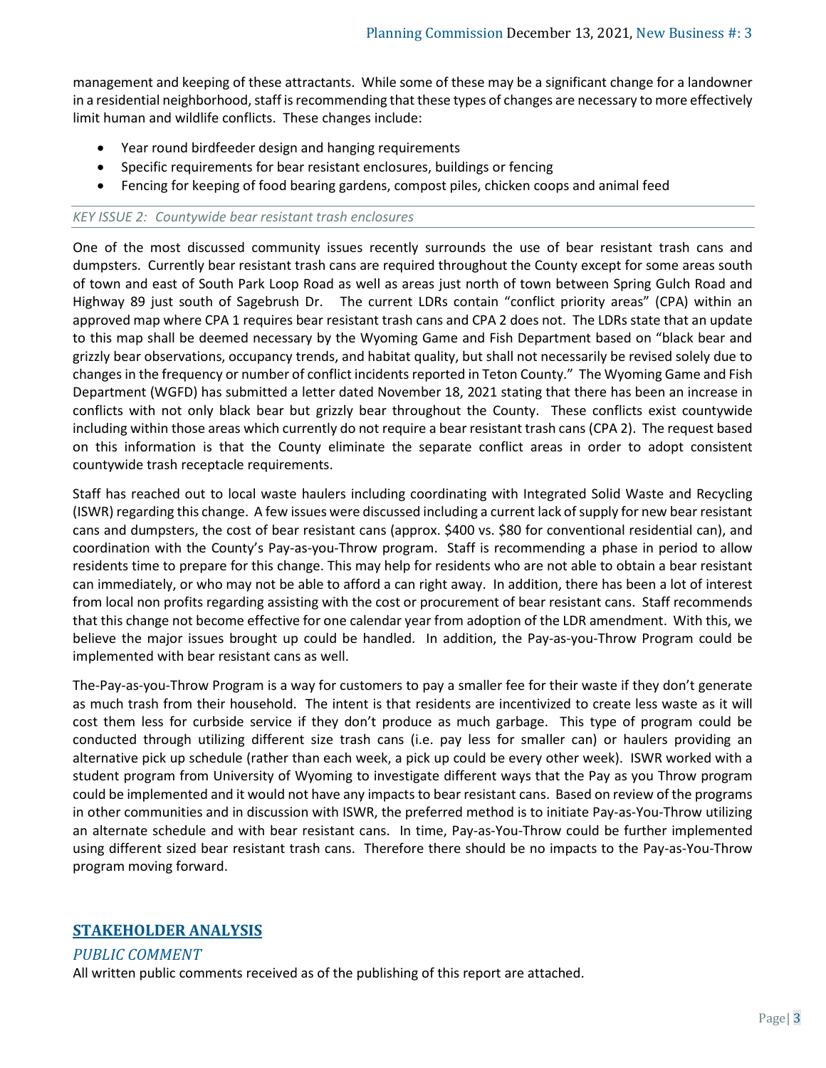management and keeping of these attractants. While some of these may be a significant change for a landowner in a residential neighborhood, staff is recommending that these types of changes are necessary to more effectively limit human and wildlife conflicts. These changes include:

- Year round birdfeeder design and hanging requirements
- Specific requirements for bear resistant enclosures, buildings or fencing
- Fencing for keeping of food bearing gardens, compost piles, chicken coops and animal feed

*KEY ISSUE 2: Countywide bear resistant trash enclosures*

One of the most discussed community issues recently surrounds the use of bear resistant trash cans and dumpsters. Currently bear resistant trash cans are required throughout the County except for some areas south of town and east of South Park Loop Road as well as areas just north of town between Spring Gulch Road and Highway 89 just south of Sagebrush Dr. The current LDRs contain "conflict priority areas" (CPA) within an approved map where CPA 1 requires bear resistant trash cans and CPA 2 does not. The LDRs state that an update to this map shall be deemed necessary by the Wyoming Game and Fish Department based on "black bear and grizzly bear observations, occupancy trends, and habitat quality, but shall not necessarily be revised solely due to changes in the frequency or number of conflict incidents reported in Teton County." The Wyoming Game and Fish Department (WGFD) has submitted a letter dated November 18, 2021 stating that there has been an increase in conflicts with not only black bear but grizzly bear throughout the County. These conflicts exist countywide including within those areas which currently do not require a bear resistant trash cans (CPA 2). The request based on this information is that the County eliminate the separate conflict areas in order to adopt consistent countywide trash receptacle requirements.

Staff has reached out to local waste haulers including coordinating with Integrated Solid Waste and Recycling (ISWR) regarding this change. A few issues were discussed including a current lack of supply for new bear resistant cans and dumpsters, the cost of bear resistant cans (approx. $400 vs. $80 for conventional residential can), and coordination with the County's Pay-as-you-Throw program. Staff is recommending a phase in period to allow residents time to prepare for this change. This may help for residents who are not able to obtain a bear resistant can immediately, or who may not be able to afford a can right away. In addition, there has been a lot of interest from local non profits regarding assisting with the cost or procurement of bear resistant cans. Staff recommends that this change not become effective for one calendar year from adoption of the LDR amendment. With this, we believe the major issues brought up could be handled. In addition, the Pay-as-you-Throw Program could be implemented with bear resistant cans as well.

The-Pay-as-you-Throw Program is a way for customers to pay a smaller fee for their waste if they don't generate as much trash from their household. The intent is that residents are incentivized to create less waste as it will cost them less for curbside service if they don't produce as much garbage. This type of program could be conducted through utilizing different size trash cans (i.e. pay less for smaller can) or haulers providing an alternative pick up schedule (rather than each week, a pick up could be every other week). ISWR worked with a student program from University of Wyoming to investigate different ways that the Pay as you Throw program could be implemented and it would not have any impacts to bear resistant cans. Based on review of the programs in other communities and in discussion with ISWR, the preferred method is to initiate Pay-as-You-Throw utilizing an alternate schedule and with bear resistant cans. In time, Pay-as-You-Throw could be further implemented using different sized bear resistant trash cans. Therefore there should be no impacts to the Pay-as-You-Throw program moving forward.

## STAKEHOLDER ANALYSIS

### *PUBLIC COMMENT*

All written public comments received as of the publishing of this report are attached.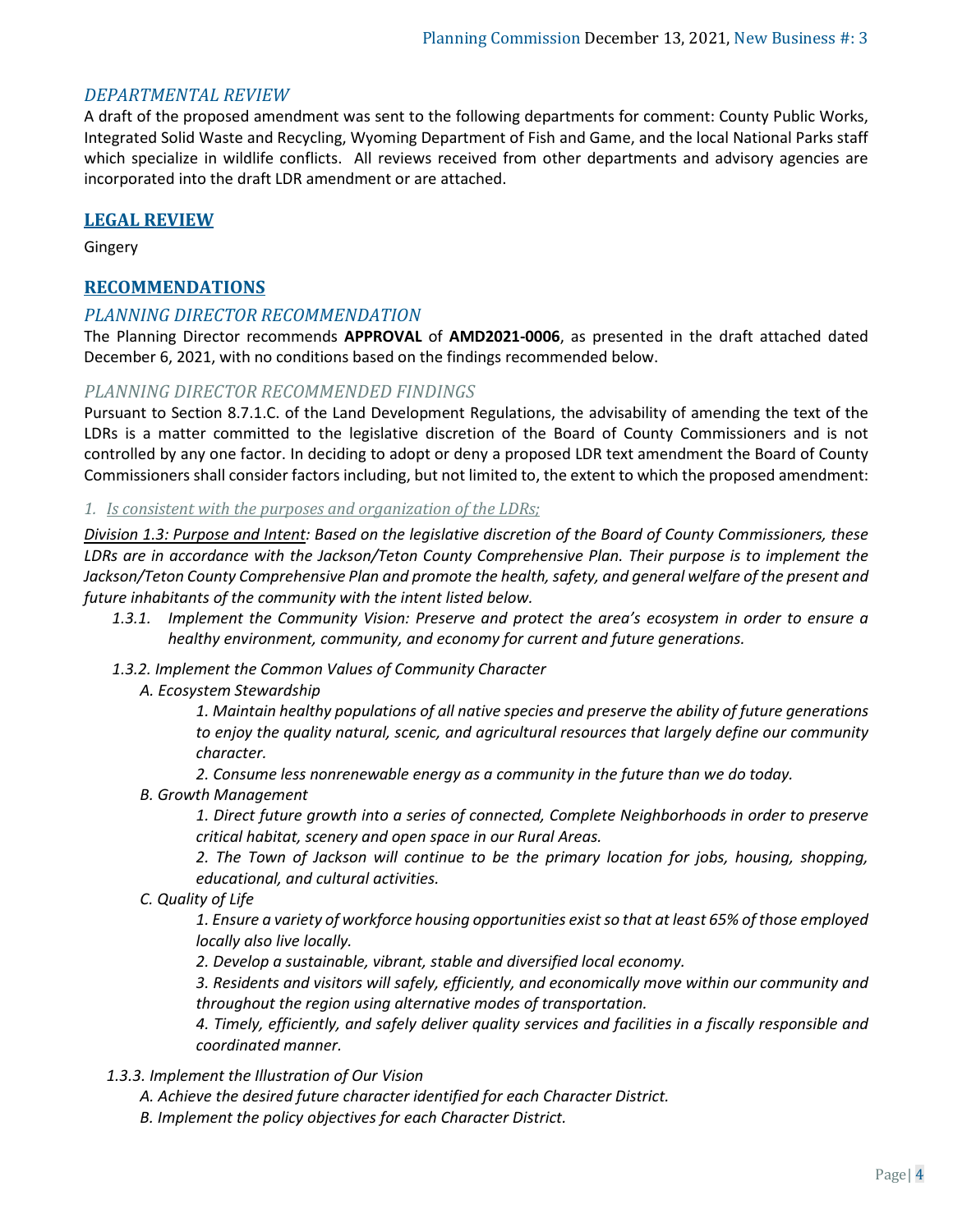### *DEPARTMENTAL REVIEW*

A draft of the proposed amendment was sent to the following departments for comment: County Public Works, Integrated Solid Waste and Recycling, Wyoming Department of Fish and Game, and the local National Parks staff which specialize in wildlife conflicts. All reviews received from other departments and advisory agencies are incorporated into the draft LDR amendment or are attached.

## LEGAL REVIEW

Gingery

## RECOMMENDATIONS

### *PLANNING DIRECTOR RECOMMENDATION*

The Planning Director recommends **APPROVAL** of **AMD2021-0006**, as presented in the draft attached dated December 6, 2021, with no conditions based on the findings recommended below.

### *PLANNING DIRECTOR RECOMMENDED FINDINGS*

Pursuant to Section 8.7.1.C. of the Land Development Regulations, the advisability of amending the text of the LDRs is a matter committed to the legislative discretion of the Board of County Commissioners and is not controlled by any one factor. In deciding to adopt or deny a proposed LDR text amendment the Board of County Commissioners shall consider factors including, but not limited to, the extent to which the proposed amendment:

*1. Is consistent with the purposes and organization of the LDRs;*

*Division 1.3: Purpose and Intent: Based on the legislative discretion of the Board of County Commissioners, these LDRs are in accordance with the Jackson/Teton County Comprehensive Plan. Their purpose is to implement the Jackson/Teton County Comprehensive Plan and promote the health, safety, and general welfare of the present and future inhabitants of the community with the intent listed below.*

- *1.3.1. Implement the Community Vision: Preserve and protect the area's ecosystem in order to ensure a healthy environment, community, and economy for current and future generations.*
- *1.3.2. Implement the Common Values of Community Character*
  - *A. Ecosystem Stewardship*
    - *1. Maintain healthy populations of all native species and preserve the ability of future generations to enjoy the quality natural, scenic, and agricultural resources that largely define our community character.*
    - *2. Consume less nonrenewable energy as a community in the future than we do today.*
  - *B. Growth Management*
    - *1. Direct future growth into a series of connected, Complete Neighborhoods in order to preserve critical habitat, scenery and open space in our Rural Areas.*
    - *2. The Town of Jackson will continue to be the primary location for jobs, housing, shopping, educational, and cultural activities.*
  - *C. Quality of Life*
    - *1. Ensure a variety of workforce housing opportunities exist so that at least 65% of those employed locally also live locally.*
    - *2. Develop a sustainable, vibrant, stable and diversified local economy.*
    - *3. Residents and visitors will safely, efficiently, and economically move within our community and throughout the region using alternative modes of transportation.*
    - *4. Timely, efficiently, and safely deliver quality services and facilities in a fiscally responsible and coordinated manner.*
- *1.3.3. Implement the Illustration of Our Vision*
  - *A. Achieve the desired future character identified for each Character District.*
  - *B. Implement the policy objectives for each Character District.*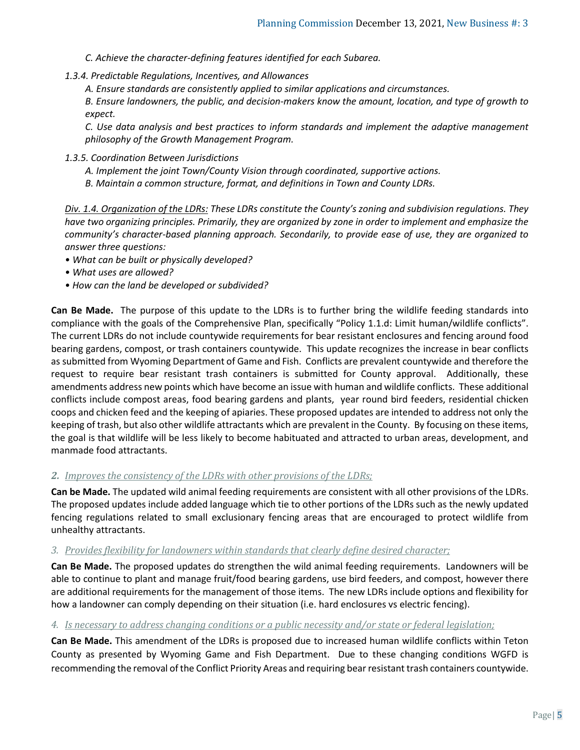*C. Achieve the character-defining features identified for each Subarea.*

*1.3.4. Predictable Regulations, Incentives, and Allowances*

*A. Ensure standards are consistently applied to similar applications and circumstances.*

*B. Ensure landowners, the public, and decision-makers know the amount, location, and type of growth to expect.*

*C. Use data analysis and best practices to inform standards and implement the adaptive management philosophy of the Growth Management Program.*

*1.3.5. Coordination Between Jurisdictions*

*A. Implement the joint Town/County Vision through coordinated, supportive actions.*

*B. Maintain a common structure, format, and definitions in Town and County LDRs.*

*<u>Div. 1.4. Organization of the LDRs:</u> These LDRs constitute the County's zoning and subdivision regulations. They have two organizing principles. Primarily, they are organized by zone in order to implement and emphasize the community's character-based planning approach. Secondarily, to provide ease of use, they are organized to answer three questions:*

- *What can be built or physically developed?*
- *What uses are allowed?*
- *How can the land be developed or subdivided?*

**Can Be Made.** The purpose of this update to the LDRs is to further bring the wildlife feeding standards into compliance with the goals of the Comprehensive Plan, specifically "Policy 1.1.d: Limit human/wildlife conflicts". The current LDRs do not include countywide requirements for bear resistant enclosures and fencing around food bearing gardens, compost, or trash containers countywide. This update recognizes the increase in bear conflicts as submitted from Wyoming Department of Game and Fish. Conflicts are prevalent countywide and therefore the request to require bear resistant trash containers is submitted for County approval. Additionally, these amendments address new points which have become an issue with human and wildlife conflicts. These additional conflicts include compost areas, food bearing gardens and plants, year round bird feeders, residential chicken coops and chicken feed and the keeping of apiaries. These proposed updates are intended to address not only the keeping of trash, but also other wildlife attractants which are prevalent in the County. By focusing on these items, the goal is that wildlife will be less likely to become habituated and attracted to urban areas, development, and manmade food attractants.

*2. <u>Improves the consistency of the LDRs with other provisions of the LDRs;</u>*

**Can be Made.** The updated wild animal feeding requirements are consistent with all other provisions of the LDRs. The proposed updates include added language which tie to other portions of the LDRs such as the newly updated fencing regulations related to small exclusionary fencing areas that are encouraged to protect wildlife from unhealthy attractants.

*3. <u>Provides flexibility for landowners within standards that clearly define desired character;</u>*

**Can Be Made.** The proposed updates do strengthen the wild animal feeding requirements. Landowners will be able to continue to plant and manage fruit/food bearing gardens, use bird feeders, and compost, however there are additional requirements for the management of those items. The new LDRs include options and flexibility for how a landowner can comply depending on their situation (i.e. hard enclosures vs electric fencing).

*4. <u>Is necessary to address changing conditions or a public necessity and/or state or federal legislation;</u>*

**Can Be Made.** This amendment of the LDRs is proposed due to increased human wildlife conflicts within Teton County as presented by Wyoming Game and Fish Department. Due to these changing conditions WGFD is recommending the removal of the Conflict Priority Areas and requiring bear resistant trash containers countywide.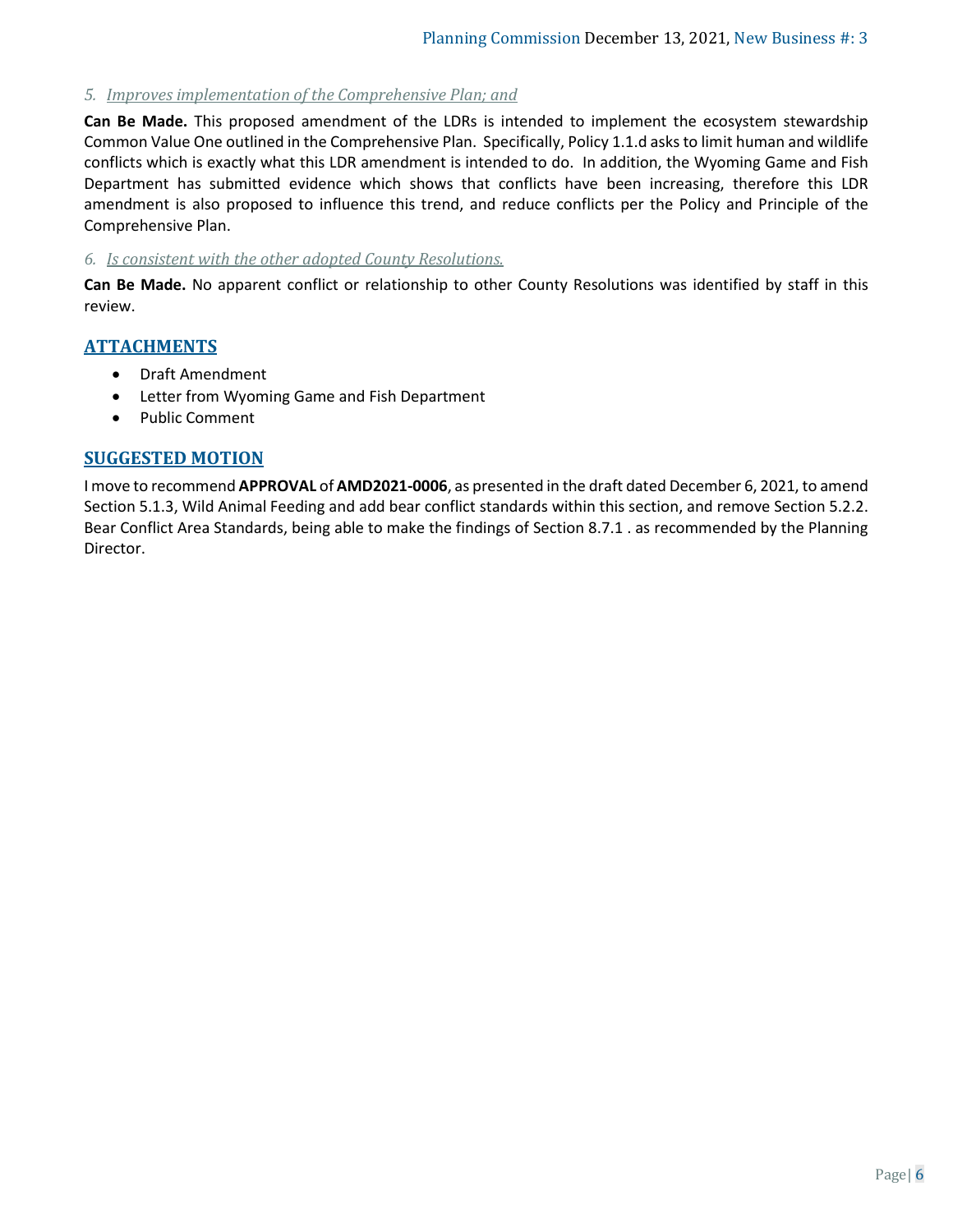*5. Improves implementation of the Comprehensive Plan; and*

**Can Be Made.** This proposed amendment of the LDRs is intended to implement the ecosystem stewardship Common Value One outlined in the Comprehensive Plan. Specifically, Policy 1.1.d asks to limit human and wildlife conflicts which is exactly what this LDR amendment is intended to do. In addition, the Wyoming Game and Fish Department has submitted evidence which shows that conflicts have been increasing, therefore this LDR amendment is also proposed to influence this trend, and reduce conflicts per the Policy and Principle of the Comprehensive Plan.

*6. Is consistent with the other adopted County Resolutions.*

**Can Be Made.** No apparent conflict or relationship to other County Resolutions was identified by staff in this review.

## ATTACHMENTS

- Draft Amendment
- Letter from Wyoming Game and Fish Department
- Public Comment

## SUGGESTED MOTION

I move to recommend **APPROVAL** of **AMD2021-0006**, as presented in the draft dated December 6, 2021, to amend Section 5.1.3, Wild Animal Feeding and add bear conflict standards within this section, and remove Section 5.2.2. Bear Conflict Area Standards, being able to make the findings of Section 8.7.1 . as recommended by the Planning Director.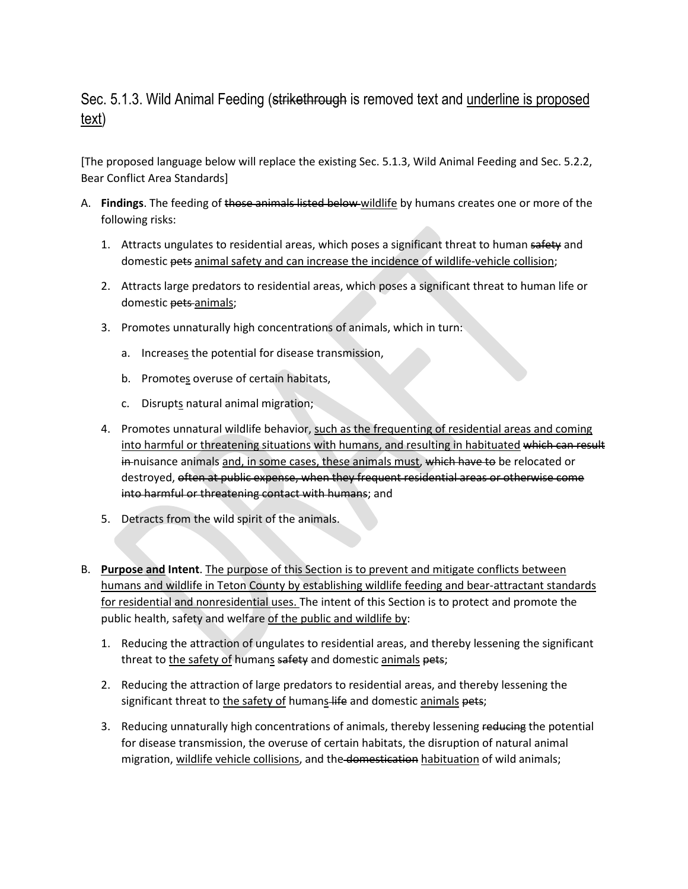## Sec. 5.1.3. Wild Animal Feeding (~~strikethrough~~ is removed text and <u>underline is proposed text</u>)

[The proposed language below will replace the existing Sec. 5.1.3, Wild Animal Feeding and Sec. 5.2.2, Bear Conflict Area Standards]

A. **Findings**. The feeding of ~~those animals listed below~~ <u>wildlife</u> by humans creates one or more of the following risks:

1. Attracts ungulates to residential areas, which poses a significant threat to human ~~safety~~ and domestic ~~pets~~ <u>animal safety and can increase the incidence of wildlife-vehicle collision</u>;

2. Attracts large predators to residential areas, which poses a significant threat to human life or domestic ~~pets~~ <u>animals</u>;

3. Promotes unnaturally high concentrations of animals, which in turn:

   a. Increase<u>s</u> the potential for disease transmission,

   b. Promote<u>s</u> overuse of certain habitats,

   c. Disrupt<u>s</u> natural animal migration;

4. Promotes unnatural wildlife behavior, <u>such as the frequenting of residential areas and coming into harmful or threatening situations with humans, and resulting in habituated</u> ~~which can result in~~ nuisance animals <u>and, in some cases, these animals must,</u> ~~which have to~~ be relocated or destroyed, ~~often at public expense, when they frequent residential areas or otherwise come into harmful or threatening contact with humans~~; and

5. Detracts from the wild spirit of the animals.

B. **<u>Purpose and</u> Intent**. <u>The purpose of this Section is to prevent and mitigate conflicts between humans and wildlife in Teton County by establishing wildlife feeding and bear-attractant standards for residential and nonresidential uses.</u> The intent of this Section is to protect and promote the public health, safety and welfare <u>of the public and wildlife by</u>:

1. Reducing the attraction of ungulates to residential areas, and thereby lessening the significant threat to <u>the safety of</u> human<u>s</u> ~~safety~~ and domestic <u>animals</u> ~~pets~~;

2. Reducing the attraction of large predators to residential areas, and thereby lessening the significant threat to <u>the safety of</u> human<u>s</u> ~~life~~ and domestic <u>animals</u> ~~pets~~;

3. Reducing unnaturally high concentrations of animals, thereby lessening ~~reducing~~ the potential for disease transmission, the overuse of certain habitats, the disruption of natural animal migration, <u>wildlife vehicle collisions</u>, and the ~~domestication~~ <u>habituation</u> of wild animals;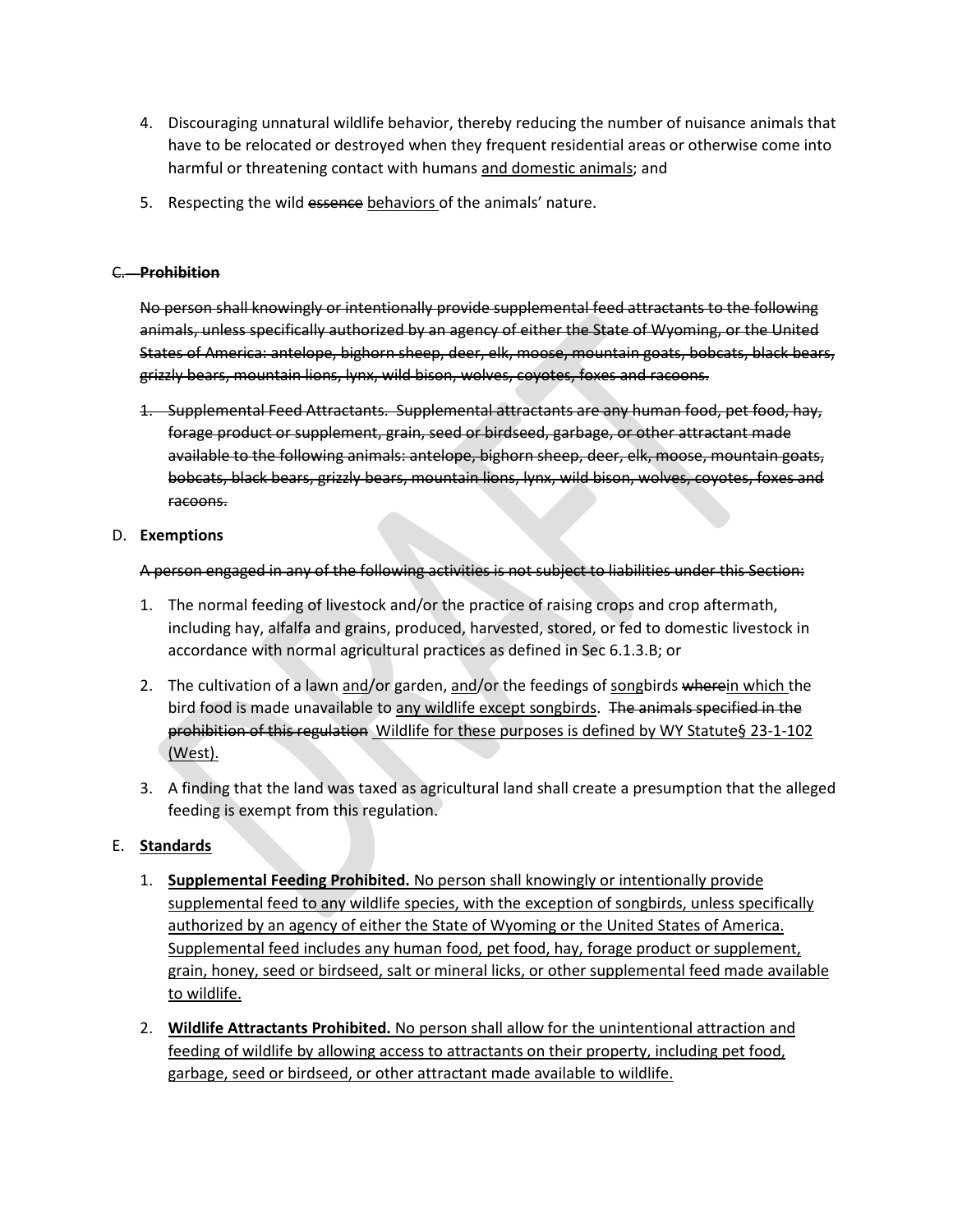4. Discouraging unnatural wildlife behavior, thereby reducing the number of nuisance animals that have to be relocated or destroyed when they frequent residential areas or otherwise come into harmful or threatening contact with humans <u>and domestic animals</u>; and

5. Respecting the wild ~~essence~~ <u>behaviors</u> of the animals' nature.

~~C. **Prohibition**~~

~~No person shall knowingly or intentionally provide supplemental feed attractants to the following animals, unless specifically authorized by an agency of either the State of Wyoming, or the United States of America: antelope, bighorn sheep, deer, elk, moose, mountain goats, bobcats, black bears, grizzly bears, mountain lions, lynx, wild bison, wolves, coyotes, foxes and racoons.~~

~~1. Supplemental Feed Attractants. Supplemental attractants are any human food, pet food, hay, forage product or supplement, grain, seed or birdseed, garbage, or other attractant made available to the following animals: antelope, bighorn sheep, deer, elk, moose, mountain goats, bobcats, black bears, grizzly bears, mountain lions, lynx, wild bison, wolves, coyotes, foxes and racoons.~~

D. **Exemptions**

~~A person engaged in any of the following activities is not subject to liabilities under this Section:~~

1. The normal feeding of livestock and/or the practice of raising crops and crop aftermath, including hay, alfalfa and grains, produced, harvested, stored, or fed to domestic livestock in accordance with normal agricultural practices as defined in Sec 6.1.3.B; or

2. The cultivation of a lawn <u>and</u>/or garden, <u>and</u>/or the feedings of <u>song</u>birds ~~where~~<u>in which</u> the bird food is made unavailable to <u>any wildlife except songbirds</u>. ~~The animals specified in the prohibition of this regulation~~ <u>Wildlife for these purposes is defined by WY Statute§ 23-1-102 (West).</u>

3. A finding that the land was taxed as agricultural land shall create a presumption that the alleged feeding is exempt from this regulation.

E. <u>**Standards**</u>

1. <u>**Supplemental Feeding Prohibited.** No person shall knowingly or intentionally provide supplemental feed to any wildlife species, with the exception of songbirds, unless specifically authorized by an agency of either the State of Wyoming or the United States of America. Supplemental feed includes any human food, pet food, hay, forage product or supplement, grain, honey, seed or birdseed, salt or mineral licks, or other supplemental feed made available to wildlife.</u>

2. <u>**Wildlife Attractants Prohibited.** No person shall allow for the unintentional attraction and feeding of wildlife by allowing access to attractants on their property, including pet food, garbage, seed or birdseed, or other attractant made available to wildlife.</u>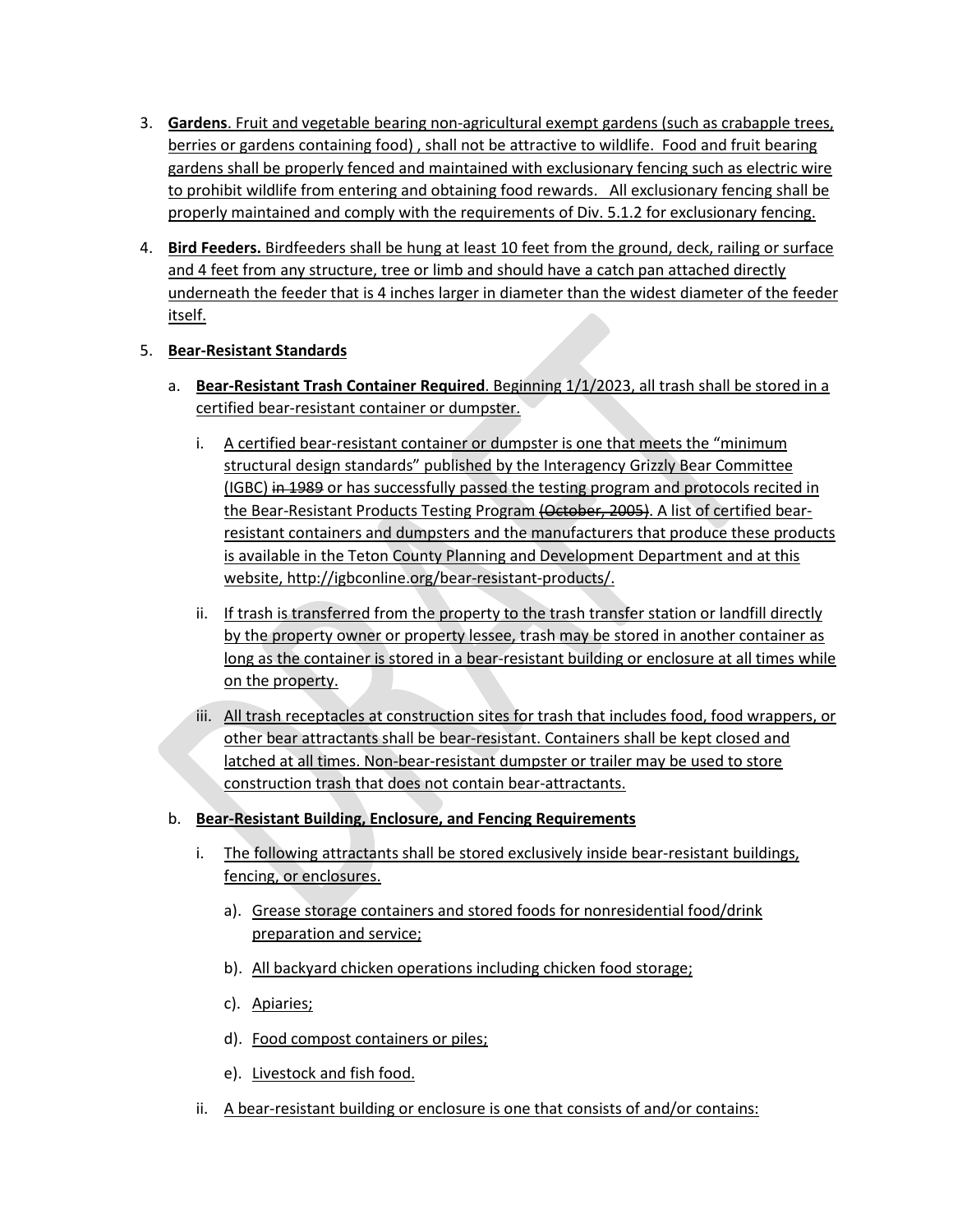3. **Gardens**. Fruit and vegetable bearing non-agricultural exempt gardens (such as crabapple trees, berries or gardens containing food) , shall not be attractive to wildlife. Food and fruit bearing gardens shall be properly fenced and maintained with exclusionary fencing such as electric wire to prohibit wildlife from entering and obtaining food rewards. All exclusionary fencing shall be properly maintained and comply with the requirements of Div. 5.1.2 for exclusionary fencing.

4. **Bird Feeders.** Birdfeeders shall be hung at least 10 feet from the ground, deck, railing or surface and 4 feet from any structure, tree or limb and should have a catch pan attached directly underneath the feeder that is 4 inches larger in diameter than the widest diameter of the feeder itself.

5. **Bear-Resistant Standards**

   a. **Bear-Resistant Trash Container Required**. Beginning 1/1/2023, all trash shall be stored in a certified bear-resistant container or dumpster.

      i. A certified bear-resistant container or dumpster is one that meets the "minimum structural design standards" published by the Interagency Grizzly Bear Committee (IGBC) ~~in 1989~~ or has successfully passed the testing program and protocols recited in the Bear-Resistant Products Testing Program ~~(October, 2005)~~. A list of certified bear-resistant containers and dumpsters and the manufacturers that produce these products is available in the Teton County Planning and Development Department and at this website, http://igbconline.org/bear-resistant-products/.

      ii. If trash is transferred from the property to the trash transfer station or landfill directly by the property owner or property lessee, trash may be stored in another container as long as the container is stored in a bear-resistant building or enclosure at all times while on the property.

      iii. All trash receptacles at construction sites for trash that includes food, food wrappers, or other bear attractants shall be bear-resistant. Containers shall be kept closed and latched at all times. Non-bear-resistant dumpster or trailer may be used to store construction trash that does not contain bear-attractants.

   b. **Bear-Resistant Building, Enclosure, and Fencing Requirements**

      i. The following attractants shall be stored exclusively inside bear-resistant buildings, fencing, or enclosures.

         a). Grease storage containers and stored foods for nonresidential food/drink preparation and service;

         b). All backyard chicken operations including chicken food storage;

         c). Apiaries;

         d). Food compost containers or piles;

         e). Livestock and fish food.

      ii. A bear-resistant building or enclosure is one that consists of and/or contains: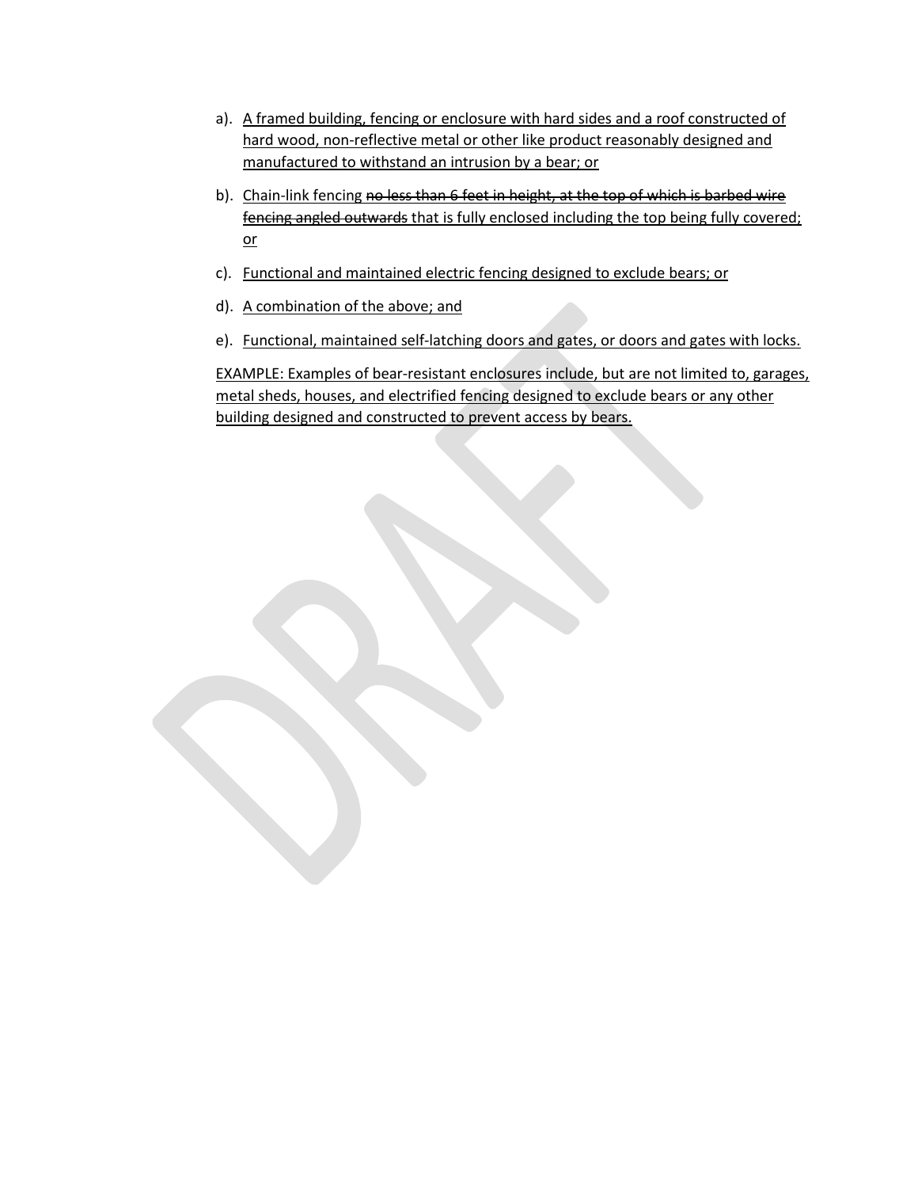a). <u>A framed building, fencing or enclosure with hard sides and a roof constructed of hard wood, non-reflective metal or other like product reasonably designed and manufactured to withstand an intrusion by a bear; or</u>

b). <u>Chain-link fencing</u> ~~no less than 6 feet in height, at the top of which is barbed wire fencing angled outwards~~ <u>that is fully enclosed including the top being fully covered; or</u>

c). <u>Functional and maintained electric fencing designed to exclude bears; or</u>

d). <u>A combination of the above; and</u>

e). <u>Functional, maintained self-latching doors and gates, or doors and gates with locks.</u>

<u>EXAMPLE: Examples of bear-resistant enclosures include, but are not limited to, garages, metal sheds, houses, and electrified fencing designed to exclude bears or any other building designed and constructed to prevent access by bears.</u>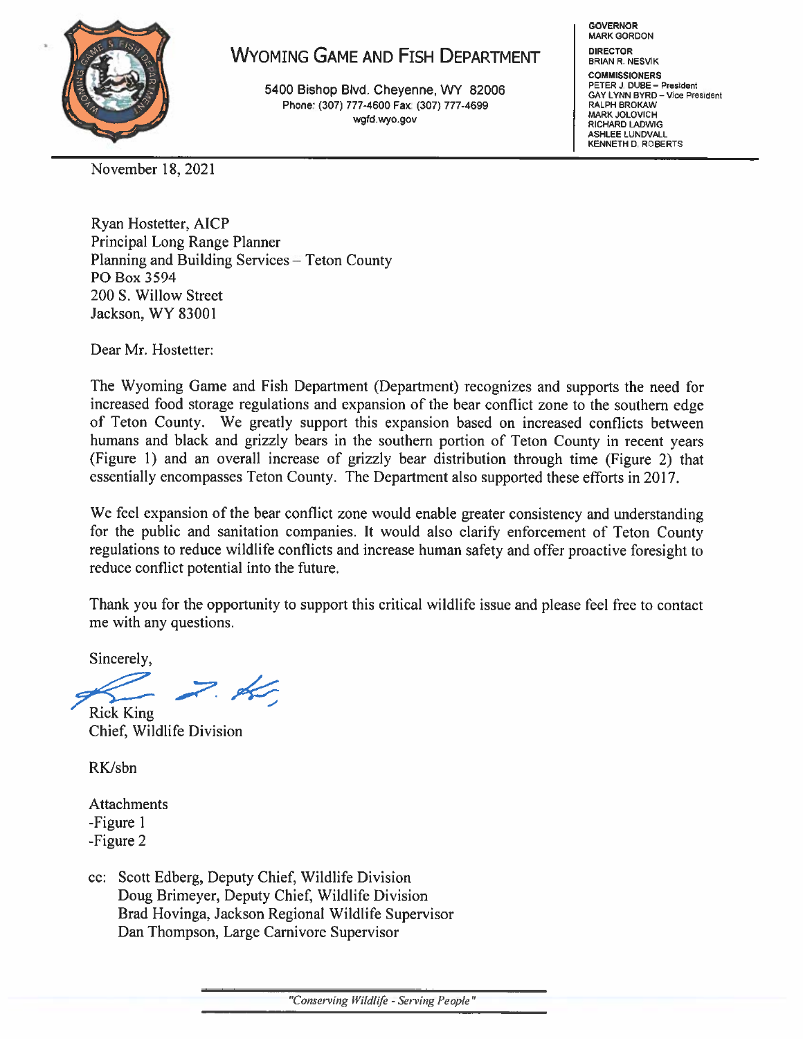# WYOMING GAME AND FISH DEPARTMENT

5400 Bishop Blvd. Cheyenne, WY 82006
Phone: (307) 777-4600 Fax: (307) 777-4699
wgfd.wyo.gov

**GOVERNOR**
MARK GORDON

**DIRECTOR**
BRIAN R. NESVIK

**COMMISSIONERS**
PETER J. DUBE – President
GAY LYNN BYRD – Vice President
RALPH BROKAW
MARK JOLOVICH
RICHARD LADWIG
ASHLEE LUNDVALL
KENNETH D. ROBERTS

---

November 18, 2021

Ryan Hostetter, AICP
Principal Long Range Planner
Planning and Building Services – Teton County
PO Box 3594
200 S. Willow Street
Jackson, WY 83001

Dear Mr. Hostetter:

The Wyoming Game and Fish Department (Department) recognizes and supports the need for increased food storage regulations and expansion of the bear conflict zone to the southern edge of Teton County. We greatly support this expansion based on increased conflicts between humans and black and grizzly bears in the southern portion of Teton County in recent years (Figure 1) and an overall increase of grizzly bear distribution through time (Figure 2) that essentially encompasses Teton County. The Department also supported these efforts in 2017.

We feel expansion of the bear conflict zone would enable greater consistency and understanding for the public and sanitation companies. It would also clarify enforcement of Teton County regulations to reduce wildlife conflicts and increase human safety and offer proactive foresight to reduce conflict potential into the future.

Thank you for the opportunity to support this critical wildlife issue and please feel free to contact me with any questions.

Sincerely,

Rick King
Chief, Wildlife Division

RK/sbn

Attachments
-Figure 1
-Figure 2

cc: Scott Edberg, Deputy Chief, Wildlife Division
Doug Brimeyer, Deputy Chief, Wildlife Division
Brad Hovinga, Jackson Regional Wildlife Supervisor
Dan Thompson, Large Carnivore Supervisor

*"Conserving Wildlife - Serving People"*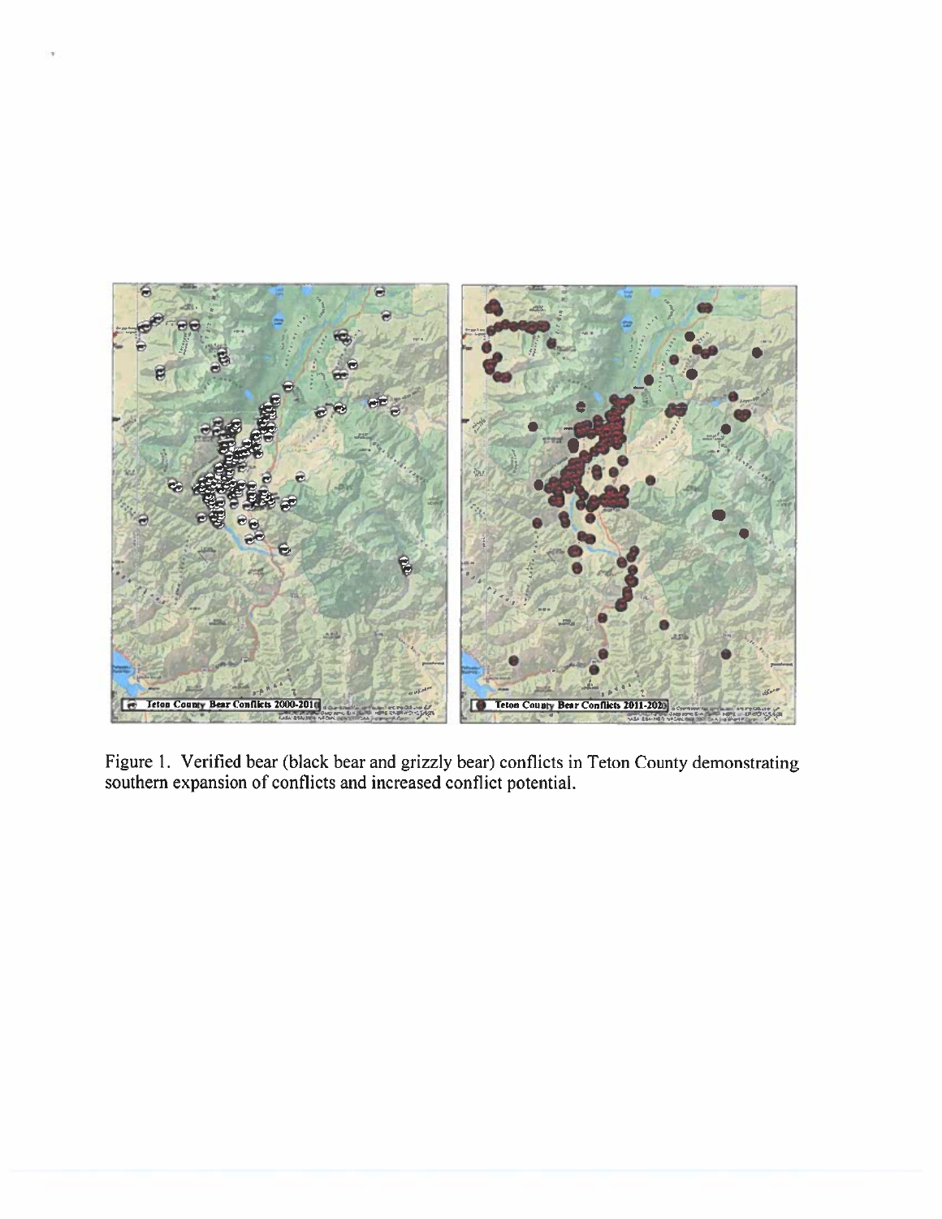Figure 1. Verified bear (black bear and grizzly bear) conflicts in Teton County demonstrating southern expansion of conflicts and increased conflict potential.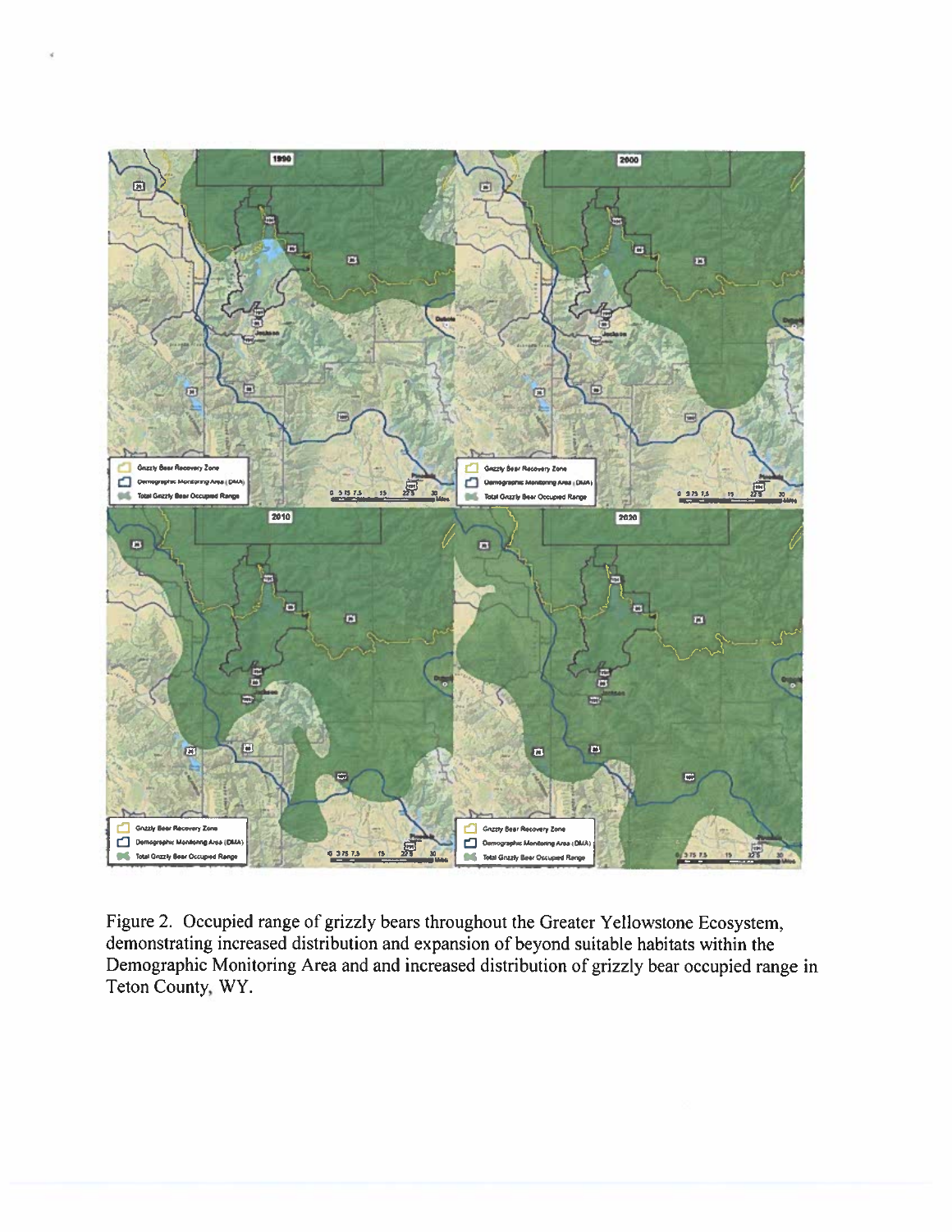Figure 2. Occupied range of grizzly bears throughout the Greater Yellowstone Ecosystem, demonstrating increased distribution and expansion of beyond suitable habitats within the Demographic Monitoring Area and and increased distribution of grizzly bear occupied range in Teton County, WY.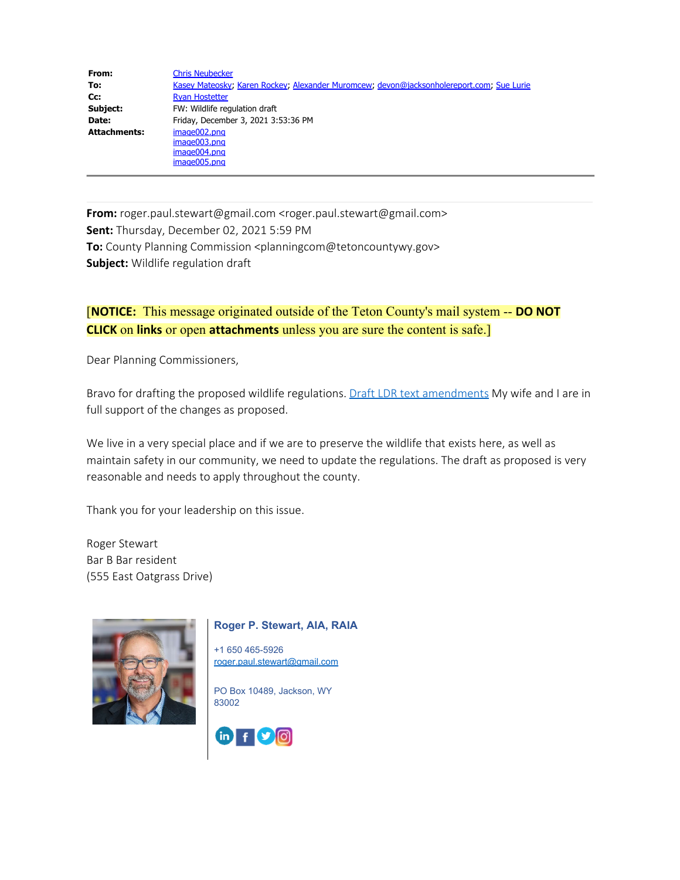| | |
|---|---|
| **From:** | Chris Neubecker |
| **To:** | Kasey Mateosky; Karen Rockey; Alexander Muromcew; devon@jacksonholereport.com; Sue Lurie |
| **Cc:** | Ryan Hostetter |
| **Subject:** | FW: Wildlife regulation draft |
| **Date:** | Friday, December 3, 2021 3:53:36 PM |
| **Attachments:** | image002.png<br>image003.png<br>image004.png<br>image005.png |

---

**From:** roger.paul.stewart@gmail.com <roger.paul.stewart@gmail.com>
**Sent:** Thursday, December 02, 2021 5:59 PM
**To:** County Planning Commission <planningcom@tetoncountywy.gov>
**Subject:** Wildlife regulation draft

[**NOTICE:** This message originated outside of the Teton County's mail system -- **DO NOT CLICK** on **links** or open **attachments** unless you are sure the content is safe.]

Dear Planning Commissioners,

Bravo for drafting the proposed wildlife regulations. Draft LDR text amendments My wife and I are in full support of the changes as proposed.

We live in a very special place and if we are to preserve the wildlife that exists here, as well as maintain safety in our community, we need to update the regulations. The draft as proposed is very reasonable and needs to apply throughout the county.

Thank you for your leadership on this issue.

Roger Stewart
Bar B Bar resident
(555 East Oatgrass Drive)

**Roger P. Stewart, AIA, RAIA**

+1 650 465-5926
roger.paul.stewart@gmail.com

PO Box 10489, Jackson, WY
83002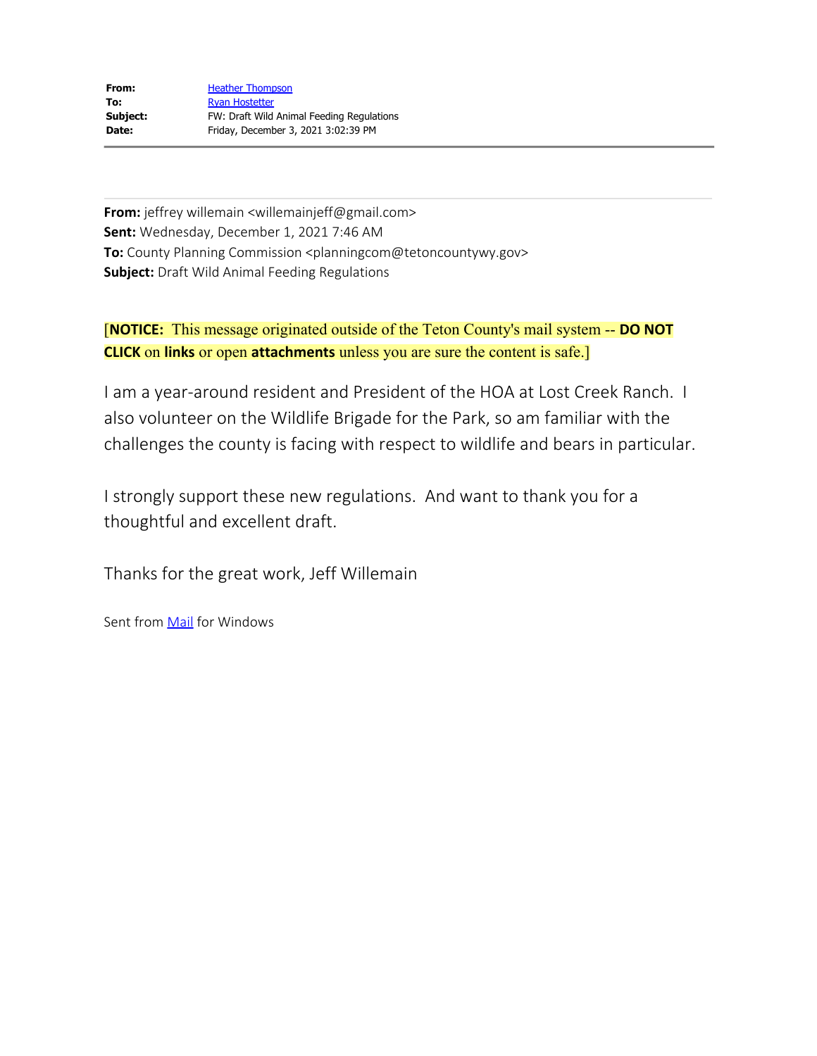**From:** Heather Thompson
**To:** Ryan Hostetter
**Subject:** FW: Draft Wild Animal Feeding Regulations
**Date:** Friday, December 3, 2021 3:02:39 PM

---

**From:** jeffrey willemain <willemainjeff@gmail.com>
**Sent:** Wednesday, December 1, 2021 7:46 AM
**To:** County Planning Commission <planningcom@tetoncountywy.gov>
**Subject:** Draft Wild Animal Feeding Regulations

[**NOTICE:** This message originated outside of the Teton County's mail system -- **DO NOT CLICK** on **links** or open **attachments** unless you are sure the content is safe.]

I am a year-around resident and President of the HOA at Lost Creek Ranch. I also volunteer on the Wildlife Brigade for the Park, so am familiar with the challenges the county is facing with respect to wildlife and bears in particular.

I strongly support these new regulations. And want to thank you for a thoughtful and excellent draft.

Thanks for the great work, Jeff Willemain

Sent from Mail for Windows